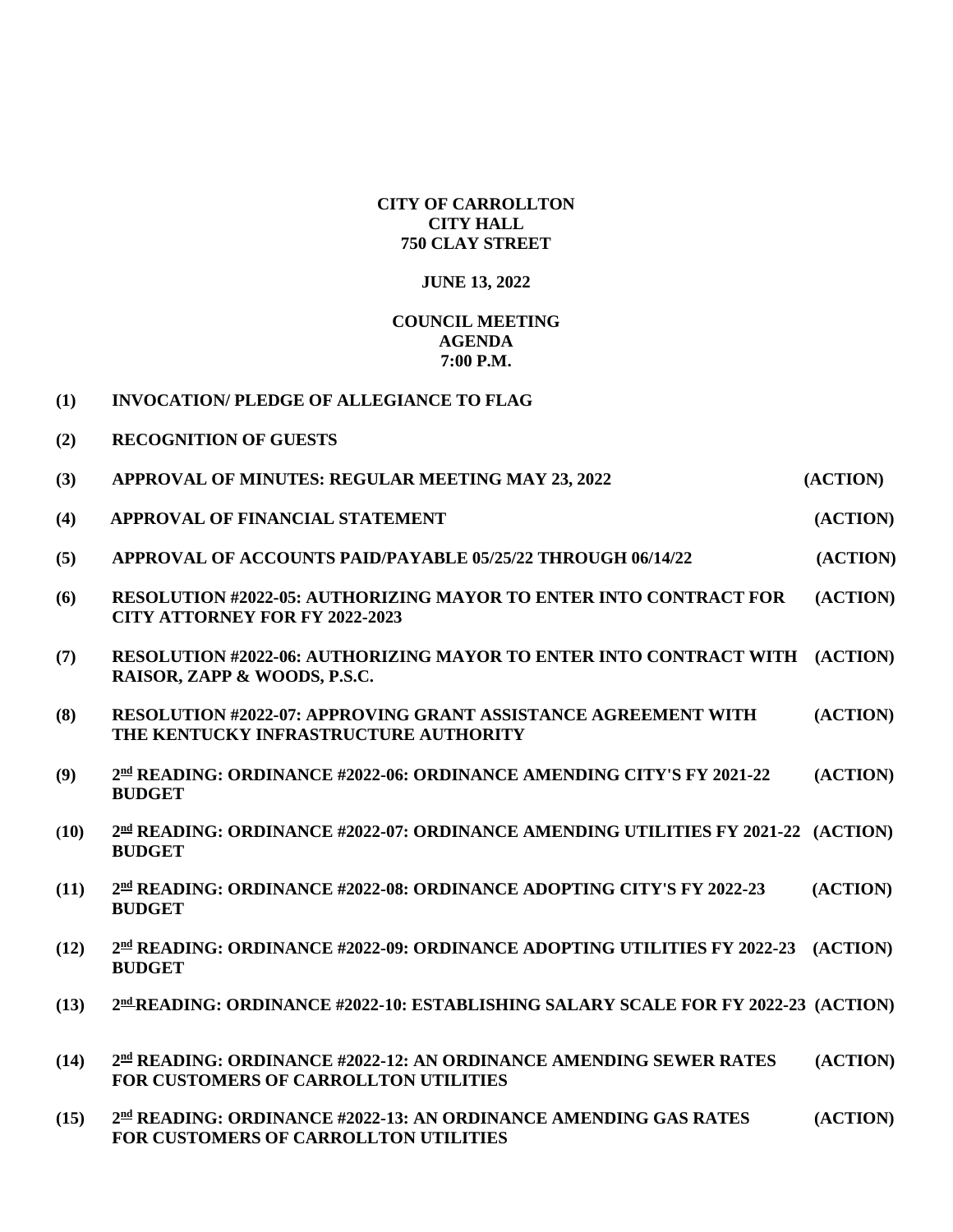**CITY OF CARROLLTON**
**CITY HALL**
**750 CLAY STREET**

**JUNE 13, 2022**

**COUNCIL MEETING**
**AGENDA**
**7:00 P.M.**

**(1)** **INVOCATION/ PLEDGE OF ALLEGIANCE TO FLAG**

**(2)** **RECOGNITION OF GUESTS**

**(3)** **APPROVAL OF MINUTES: REGULAR MEETING MAY 23, 2022** **(ACTION)**

**(4)** **APPROVAL OF FINANCIAL STATEMENT** **(ACTION)**

**(5)** **APPROVAL OF ACCOUNTS PAID/PAYABLE 05/25/22 THROUGH 06/14/22** **(ACTION)**

**(6)** **RESOLUTION #2022-05: AUTHORIZING MAYOR TO ENTER INTO CONTRACT FOR CITY ATTORNEY FOR FY 2022-2023** **(ACTION)**

**(7)** **RESOLUTION #2022-06: AUTHORIZING MAYOR TO ENTER INTO CONTRACT WITH RAISOR, ZAPP & WOODS, P.S.C.** **(ACTION)**

**(8)** **RESOLUTION #2022-07: APPROVING GRANT ASSISTANCE AGREEMENT WITH THE KENTUCKY INFRASTRUCTURE AUTHORITY** **(ACTION)**

**(9)** **2nd READING: ORDINANCE #2022-06: ORDINANCE AMENDING CITY'S FY 2021-22 BUDGET** **(ACTION)**

**(10)** **2nd READING: ORDINANCE #2022-07: ORDINANCE AMENDING UTILITIES FY 2021-22 BUDGET** **(ACTION)**

**(11)** **2nd READING: ORDINANCE #2022-08: ORDINANCE ADOPTING CITY'S FY 2022-23 BUDGET** **(ACTION)**

**(12)** **2nd READING: ORDINANCE #2022-09: ORDINANCE ADOPTING UTILITIES FY 2022-23 BUDGET** **(ACTION)**

**(13)** **2nd READING: ORDINANCE #2022-10: ESTABLISHING SALARY SCALE FOR FY 2022-23** **(ACTION)**

**(14)** **2nd READING: ORDINANCE #2022-12: AN ORDINANCE AMENDING SEWER RATES FOR CUSTOMERS OF CARROLLTON UTILITIES** **(ACTION)**

**(15)** **2nd READING: ORDINANCE #2022-13: AN ORDINANCE AMENDING GAS RATES FOR CUSTOMERS OF CARROLLTON UTILITIES** **(ACTION)**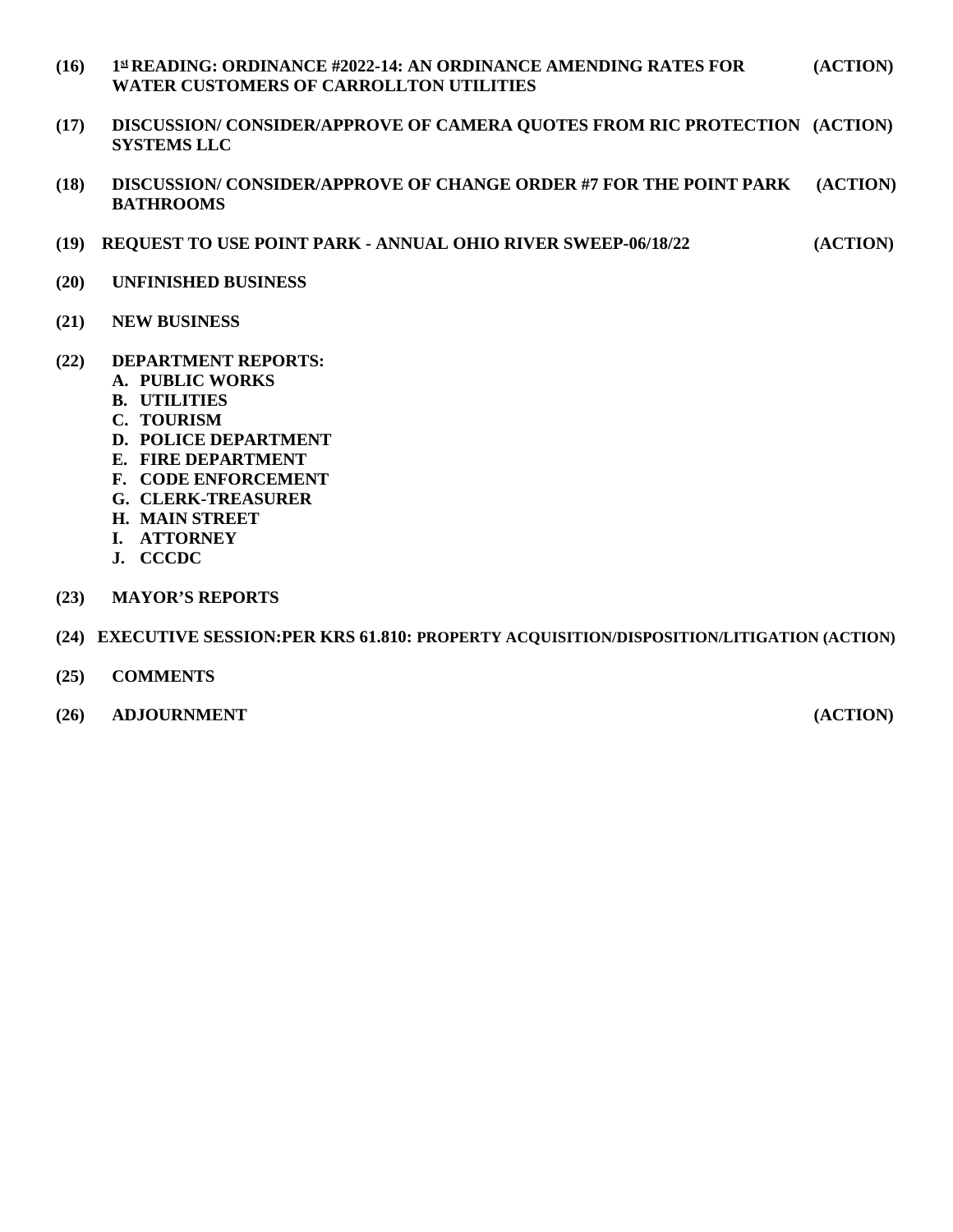**(16) 1st READING: ORDINANCE #2022-14: AN ORDINANCE AMENDING RATES FOR WATER CUSTOMERS OF CARROLLTON UTILITIES (ACTION)**

**(17) DISCUSSION/ CONSIDER/APPROVE OF CAMERA QUOTES FROM RIC PROTECTION SYSTEMS LLC (ACTION)**

**(18) DISCUSSION/ CONSIDER/APPROVE OF CHANGE ORDER #7 FOR THE POINT PARK BATHROOMS (ACTION)**

**(19) REQUEST TO USE POINT PARK - ANNUAL OHIO RIVER SWEEP-06/18/22 (ACTION)**

**(20) UNFINISHED BUSINESS**

**(21) NEW BUSINESS**

**(22) DEPARTMENT REPORTS:**

- **A. PUBLIC WORKS**
- **B. UTILITIES**
- **C. TOURISM**
- **D. POLICE DEPARTMENT**
- **E. FIRE DEPARTMENT**
- **F. CODE ENFORCEMENT**
- **G. CLERK-TREASURER**
- **H. MAIN STREET**
- **I. ATTORNEY**
- **J. CCCDC**

**(23) MAYOR'S REPORTS**

**(24) EXECUTIVE SESSION:PER KRS 61.810: PROPERTY ACQUISITION/DISPOSITION/LITIGATION (ACTION)**

**(25) COMMENTS**

**(26) ADJOURNMENT (ACTION)**